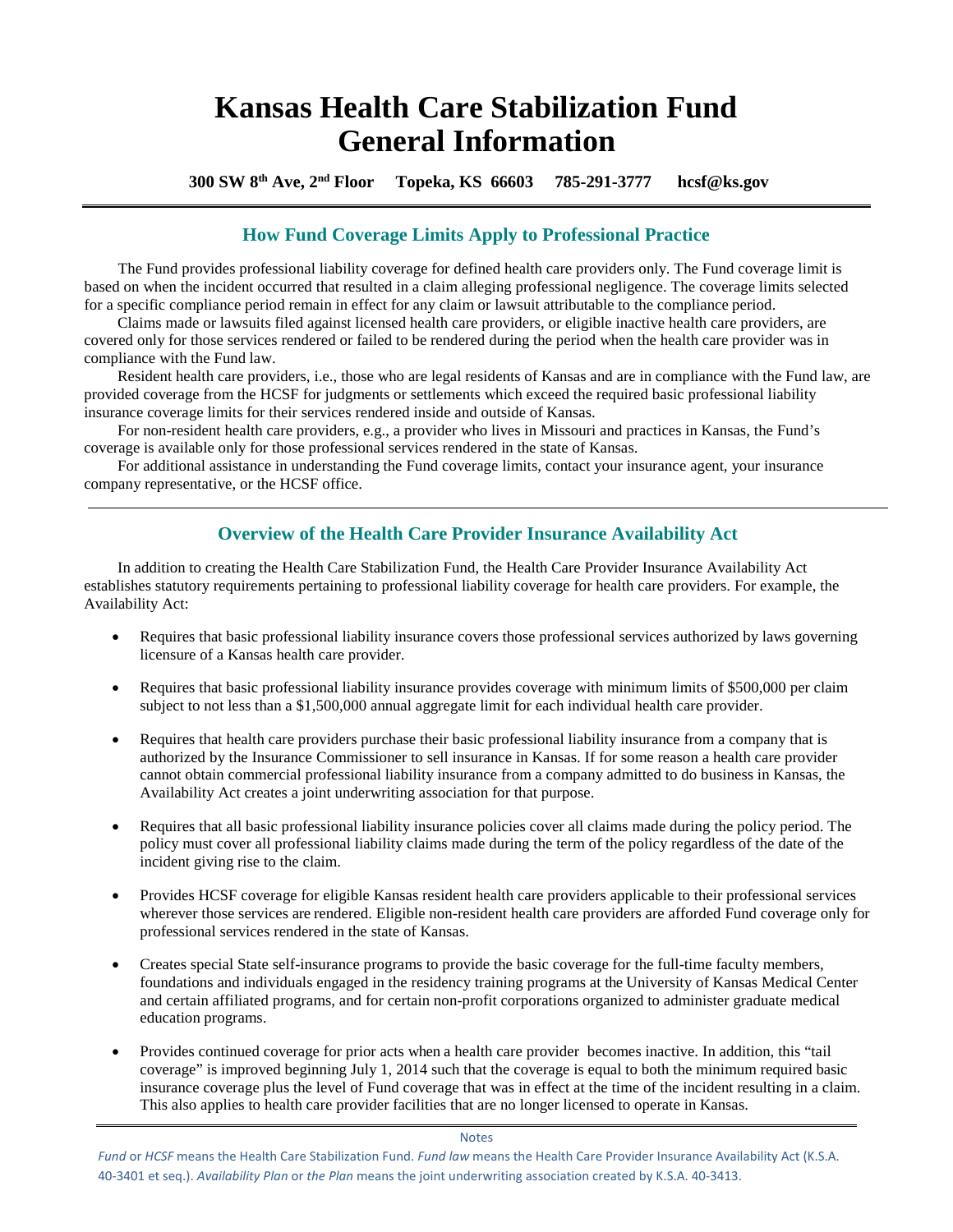# Kansas Health Care Stabilization Fund General Information

**300 SW 8th Ave, 2nd Floor    Topeka, KS 66603    785-291-3777    hcsf@ks.gov**

## How Fund Coverage Limits Apply to Professional Practice

The Fund provides professional liability coverage for defined health care providers only. The Fund coverage limit is based on when the incident occurred that resulted in a claim alleging professional negligence. The coverage limits selected for a specific compliance period remain in effect for any claim or lawsuit attributable to the compliance period.

Claims made or lawsuits filed against licensed health care providers, or eligible inactive health care providers, are covered only for those services rendered or failed to be rendered during the period when the health care provider was in compliance with the Fund law.

Resident health care providers, i.e., those who are legal residents of Kansas and are in compliance with the Fund law, are provided coverage from the HCSF for judgments or settlements which exceed the required basic professional liability insurance coverage limits for their services rendered inside and outside of Kansas.

For non-resident health care providers, e.g., a provider who lives in Missouri and practices in Kansas, the Fund's coverage is available only for those professional services rendered in the state of Kansas.

For additional assistance in understanding the Fund coverage limits, contact your insurance agent, your insurance company representative, or the HCSF office.

## Overview of the Health Care Provider Insurance Availability Act

In addition to creating the Health Care Stabilization Fund, the Health Care Provider Insurance Availability Act establishes statutory requirements pertaining to professional liability coverage for health care providers. For example, the Availability Act:

- Requires that basic professional liability insurance covers those professional services authorized by laws governing licensure of a Kansas health care provider.
- Requires that basic professional liability insurance provides coverage with minimum limits of $500,000 per claim subject to not less than a $1,500,000 annual aggregate limit for each individual health care provider.
- Requires that health care providers purchase their basic professional liability insurance from a company that is authorized by the Insurance Commissioner to sell insurance in Kansas. If for some reason a health care provider cannot obtain commercial professional liability insurance from a company admitted to do business in Kansas, the Availability Act creates a joint underwriting association for that purpose.
- Requires that all basic professional liability insurance policies cover all claims made during the policy period. The policy must cover all professional liability claims made during the term of the policy regardless of the date of the incident giving rise to the claim.
- Provides HCSF coverage for eligible Kansas resident health care providers applicable to their professional services wherever those services are rendered. Eligible non-resident health care providers are afforded Fund coverage only for professional services rendered in the state of Kansas.
- Creates special State self-insurance programs to provide the basic coverage for the full-time faculty members, foundations and individuals engaged in the residency training programs at the University of Kansas Medical Center and certain affiliated programs, and for certain non-profit corporations organized to administer graduate medical education programs.
- Provides continued coverage for prior acts when a health care provider becomes inactive. In addition, this "tail coverage" is improved beginning July 1, 2014 such that the coverage is equal to both the minimum required basic insurance coverage plus the level of Fund coverage that was in effect at the time of the incident resulting in a claim. This also applies to health care provider facilities that are no longer licensed to operate in Kansas.

Notes

*Fund* or *HCSF* means the Health Care Stabilization Fund. *Fund law* means the Health Care Provider Insurance Availability Act (K.S.A. 40-3401 et seq.). *Availability Plan* or *the Plan* means the joint underwriting association created by K.S.A. 40-3413.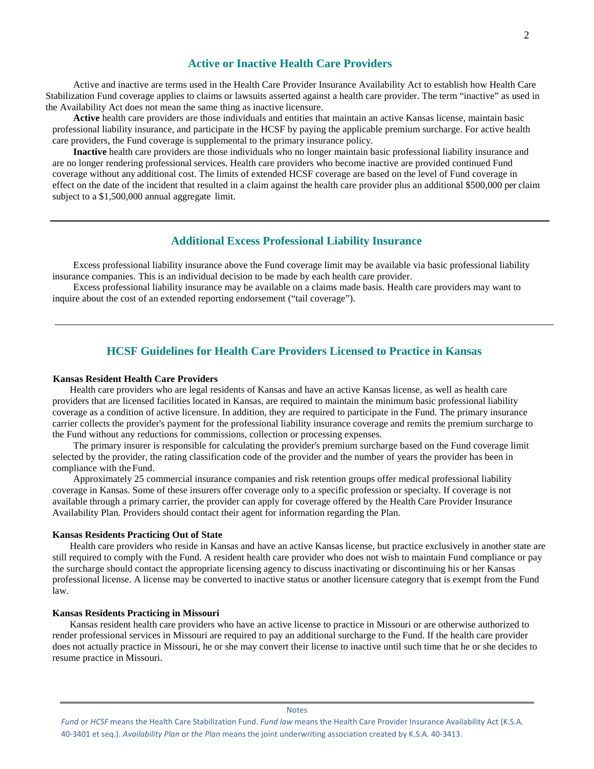## Active or Inactive Health Care Providers

Active and inactive are terms used in the Health Care Provider Insurance Availability Act to establish how Health Care Stabilization Fund coverage applies to claims or lawsuits asserted against a health care provider. The term "inactive" as used in the Availability Act does not mean the same thing as inactive licensure.

**Active** health care providers are those individuals and entities that maintain an active Kansas license, maintain basic professional liability insurance, and participate in the HCSF by paying the applicable premium surcharge. For active health care providers, the Fund coverage is supplemental to the primary insurance policy.

**Inactive** health care providers are those individuals who no longer maintain basic professional liability insurance and are no longer rendering professional services. Health care providers who become inactive are provided continued Fund coverage without any additional cost. The limits of extended HCSF coverage are based on the level of Fund coverage in effect on the date of the incident that resulted in a claim against the health care provider plus an additional $500,000 per claim subject to a $1,500,000 annual aggregate limit.

---

## Additional Excess Professional Liability Insurance

Excess professional liability insurance above the Fund coverage limit may be available via basic professional liability insurance companies. This is an individual decision to be made by each health care provider.

Excess professional liability insurance may be available on a claims made basis. Health care providers may want to inquire about the cost of an extended reporting endorsement ("tail coverage").

---

## HCSF Guidelines for Health Care Providers Licensed to Practice in Kansas

**Kansas Resident Health Care Providers**

Health care providers who are legal residents of Kansas and have an active Kansas license, as well as health care providers that are licensed facilities located in Kansas, are required to maintain the minimum basic professional liability coverage as a condition of active licensure. In addition, they are required to participate in the Fund. The primary insurance carrier collects the provider's payment for the professional liability insurance coverage and remits the premium surcharge to the Fund without any reductions for commissions, collection or processing expenses.

The primary insurer is responsible for calculating the provider's premium surcharge based on the Fund coverage limit selected by the provider, the rating classification code of the provider and the number of years the provider has been in compliance with the Fund.

Approximately 25 commercial insurance companies and risk retention groups offer medical professional liability coverage in Kansas. Some of these insurers offer coverage only to a specific profession or specialty. If coverage is not available through a primary carrier, the provider can apply for coverage offered by the Health Care Provider Insurance Availability Plan. Providers should contact their agent for information regarding the Plan.

**Kansas Residents Practicing Out of State**

Health care providers who reside in Kansas and have an active Kansas license, but practice exclusively in another state are still required to comply with the Fund. A resident health care provider who does not wish to maintain Fund compliance or pay the surcharge should contact the appropriate licensing agency to discuss inactivating or discontinuing his or her Kansas professional license. A license may be converted to inactive status or another licensure category that is exempt from the Fund law.

**Kansas Residents Practicing in Missouri**

Kansas resident health care providers who have an active license to practice in Missouri or are otherwise authorized to render professional services in Missouri are required to pay an additional surcharge to the Fund. If the health care provider does not actually practice in Missouri, he or she may convert their license to inactive until such time that he or she decides to resume practice in Missouri.

---

Notes

*Fund* or *HCSF* means the Health Care Stabilization Fund. *Fund law* means the Health Care Provider Insurance Availability Act (K.S.A. 40-3401 et seq.). *Availability Plan* or *the Plan* means the joint underwriting association created by K.S.A. 40-3413.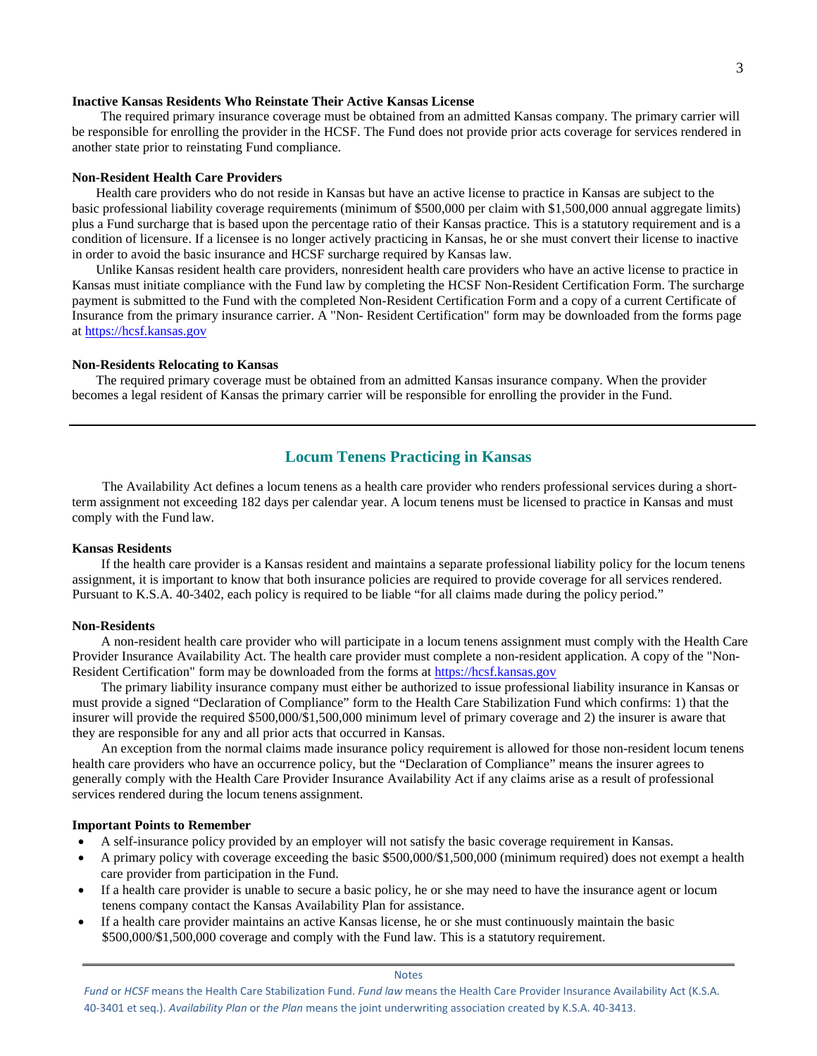**Inactive Kansas Residents Who Reinstate Their Active Kansas License**

The required primary insurance coverage must be obtained from an admitted Kansas company. The primary carrier will be responsible for enrolling the provider in the HCSF. The Fund does not provide prior acts coverage for services rendered in another state prior to reinstating Fund compliance.

**Non-Resident Health Care Providers**

Health care providers who do not reside in Kansas but have an active license to practice in Kansas are subject to the basic professional liability coverage requirements (minimum of $500,000 per claim with $1,500,000 annual aggregate limits) plus a Fund surcharge that is based upon the percentage ratio of their Kansas practice. This is a statutory requirement and is a condition of licensure. If a licensee is no longer actively practicing in Kansas, he or she must convert their license to inactive in order to avoid the basic insurance and HCSF surcharge required by Kansas law.

Unlike Kansas resident health care providers, nonresident health care providers who have an active license to practice in Kansas must initiate compliance with the Fund law by completing the HCSF Non-Resident Certification Form. The surcharge payment is submitted to the Fund with the completed Non-Resident Certification Form and a copy of a current Certificate of Insurance from the primary insurance carrier. A "Non- Resident Certification" form may be downloaded from the forms page at https://hcsf.kansas.gov

**Non-Residents Relocating to Kansas**

The required primary coverage must be obtained from an admitted Kansas insurance company. When the provider becomes a legal resident of Kansas the primary carrier will be responsible for enrolling the provider in the Fund.

---

## Locum Tenens Practicing in Kansas

The Availability Act defines a locum tenens as a health care provider who renders professional services during a short-term assignment not exceeding 182 days per calendar year. A locum tenens must be licensed to practice in Kansas and must comply with the Fund law.

**Kansas Residents**

If the health care provider is a Kansas resident and maintains a separate professional liability policy for the locum tenens assignment, it is important to know that both insurance policies are required to provide coverage for all services rendered. Pursuant to K.S.A. 40-3402, each policy is required to be liable "for all claims made during the policy period."

**Non-Residents**

A non-resident health care provider who will participate in a locum tenens assignment must comply with the Health Care Provider Insurance Availability Act. The health care provider must complete a non-resident application. A copy of the "Non-Resident Certification" form may be downloaded from the forms at https://hcsf.kansas.gov

The primary liability insurance company must either be authorized to issue professional liability insurance in Kansas or must provide a signed "Declaration of Compliance" form to the Health Care Stabilization Fund which confirms: 1) that the insurer will provide the required $500,000/$1,500,000 minimum level of primary coverage and 2) the insurer is aware that they are responsible for any and all prior acts that occurred in Kansas.

An exception from the normal claims made insurance policy requirement is allowed for those non-resident locum tenens health care providers who have an occurrence policy, but the "Declaration of Compliance" means the insurer agrees to generally comply with the Health Care Provider Insurance Availability Act if any claims arise as a result of professional services rendered during the locum tenens assignment.

**Important Points to Remember**

- A self-insurance policy provided by an employer will not satisfy the basic coverage requirement in Kansas.
- A primary policy with coverage exceeding the basic $500,000/$1,500,000 (minimum required) does not exempt a health care provider from participation in the Fund.
- If a health care provider is unable to secure a basic policy, he or she may need to have the insurance agent or locum tenens company contact the Kansas Availability Plan for assistance.
- If a health care provider maintains an active Kansas license, he or she must continuously maintain the basic $500,000/$1,500,000 coverage and comply with the Fund law. This is a statutory requirement.

---

Notes

*Fund* or *HCSF* means the Health Care Stabilization Fund. *Fund law* means the Health Care Provider Insurance Availability Act (K.S.A. 40-3401 et seq.). *Availability Plan* or *the Plan* means the joint underwriting association created by K.S.A. 40-3413.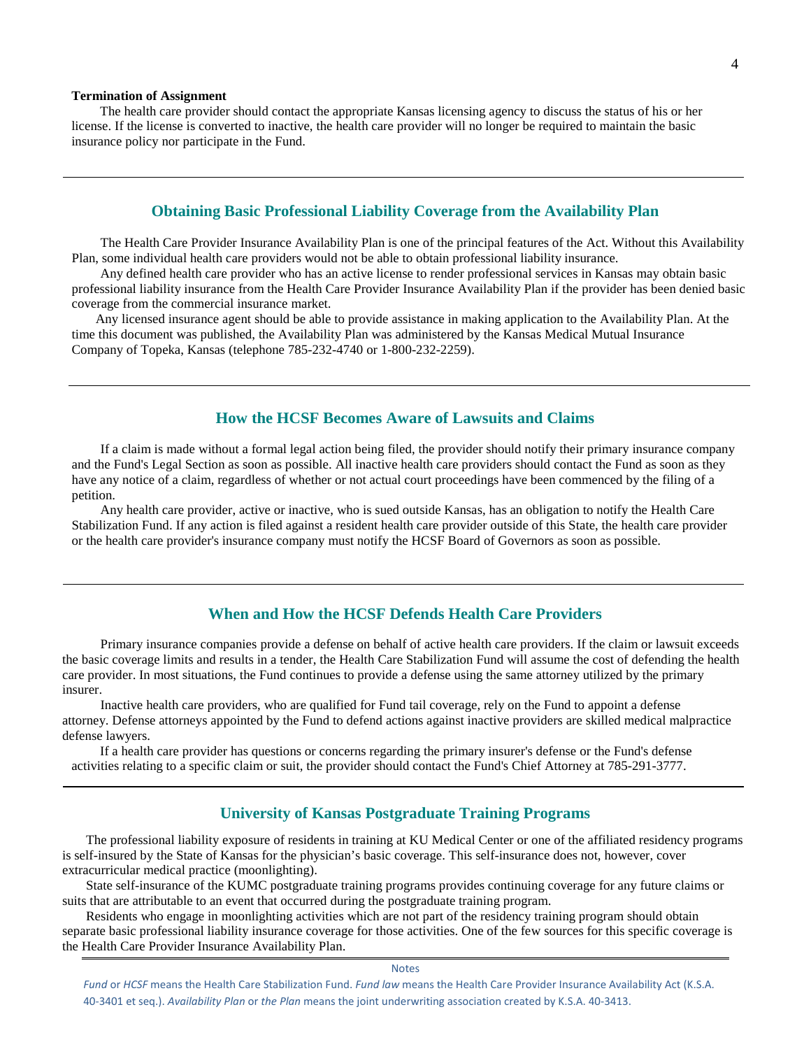**Termination of Assignment**

The health care provider should contact the appropriate Kansas licensing agency to discuss the status of his or her license. If the license is converted to inactive, the health care provider will no longer be required to maintain the basic insurance policy nor participate in the Fund.

---

## Obtaining Basic Professional Liability Coverage from the Availability Plan

The Health Care Provider Insurance Availability Plan is one of the principal features of the Act. Without this Availability Plan, some individual health care providers would not be able to obtain professional liability insurance.

Any defined health care provider who has an active license to render professional services in Kansas may obtain basic professional liability insurance from the Health Care Provider Insurance Availability Plan if the provider has been denied basic coverage from the commercial insurance market.

Any licensed insurance agent should be able to provide assistance in making application to the Availability Plan. At the time this document was published, the Availability Plan was administered by the Kansas Medical Mutual Insurance Company of Topeka, Kansas (telephone 785-232-4740 or 1-800-232-2259).

---

## How the HCSF Becomes Aware of Lawsuits and Claims

If a claim is made without a formal legal action being filed, the provider should notify their primary insurance company and the Fund's Legal Section as soon as possible. All inactive health care providers should contact the Fund as soon as they have any notice of a claim, regardless of whether or not actual court proceedings have been commenced by the filing of a petition.

Any health care provider, active or inactive, who is sued outside Kansas, has an obligation to notify the Health Care Stabilization Fund. If any action is filed against a resident health care provider outside of this State, the health care provider or the health care provider's insurance company must notify the HCSF Board of Governors as soon as possible.

---

## When and How the HCSF Defends Health Care Providers

Primary insurance companies provide a defense on behalf of active health care providers. If the claim or lawsuit exceeds the basic coverage limits and results in a tender, the Health Care Stabilization Fund will assume the cost of defending the health care provider. In most situations, the Fund continues to provide a defense using the same attorney utilized by the primary insurer.

Inactive health care providers, who are qualified for Fund tail coverage, rely on the Fund to appoint a defense attorney. Defense attorneys appointed by the Fund to defend actions against inactive providers are skilled medical malpractice defense lawyers.

If a health care provider has questions or concerns regarding the primary insurer's defense or the Fund's defense activities relating to a specific claim or suit, the provider should contact the Fund's Chief Attorney at 785-291-3777.

---

## University of Kansas Postgraduate Training Programs

The professional liability exposure of residents in training at KU Medical Center or one of the affiliated residency programs is self-insured by the State of Kansas for the physician's basic coverage. This self-insurance does not, however, cover extracurricular medical practice (moonlighting).

State self-insurance of the KUMC postgraduate training programs provides continuing coverage for any future claims or suits that are attributable to an event that occurred during the postgraduate training program.

Residents who engage in moonlighting activities which are not part of the residency training program should obtain separate basic professional liability insurance coverage for those activities. One of the few sources for this specific coverage is the Health Care Provider Insurance Availability Plan.

---

Notes

*Fund* or *HCSF* means the Health Care Stabilization Fund. *Fund law* means the Health Care Provider Insurance Availability Act (K.S.A. 40-3401 et seq.). *Availability Plan* or *the Plan* means the joint underwriting association created by K.S.A. 40-3413.